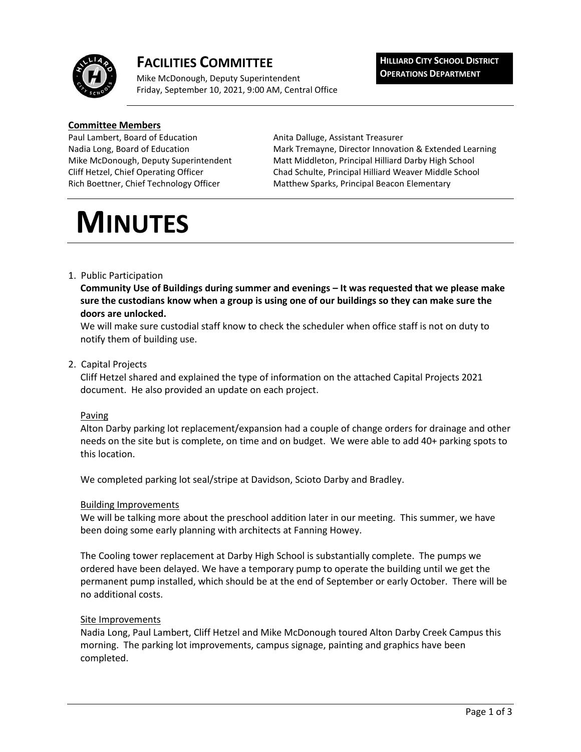# FACILITIES COMMITTEE

Mike McDonough, Deputy Superintendent
Friday, September 10, 2021, 9:00 AM, Central Office

**HILLIARD CITY SCHOOL DISTRICT**
**OPERATIONS DEPARTMENT**

**Committee Members**

Paul Lambert, Board of Education
Nadia Long, Board of Education
Mike McDonough, Deputy Superintendent
Cliff Hetzel, Chief Operating Officer
Rich Boettner, Chief Technology Officer
Anita Dalluge, Assistant Treasurer
Mark Tremayne, Director Innovation & Extended Learning
Matt Middleton, Principal Hilliard Darby High School
Chad Schulte, Principal Hilliard Weaver Middle School
Matthew Sparks, Principal Beacon Elementary

# MINUTES

1. Public Participation

   **Community Use of Buildings during summer and evenings – It was requested that we please make sure the custodians know when a group is using one of our buildings so they can make sure the doors are unlocked.**

   We will make sure custodial staff know to check the scheduler when office staff is not on duty to notify them of building use.

2. Capital Projects

   Cliff Hetzel shared and explained the type of information on the attached Capital Projects 2021 document. He also provided an update on each project.

   Paving

   Alton Darby parking lot replacement/expansion had a couple of change orders for drainage and other needs on the site but is complete, on time and on budget. We were able to add 40+ parking spots to this location.

   We completed parking lot seal/stripe at Davidson, Scioto Darby and Bradley.

   Building Improvements

   We will be talking more about the preschool addition later in our meeting. This summer, we have been doing some early planning with architects at Fanning Howey.

   The Cooling tower replacement at Darby High School is substantially complete. The pumps we ordered have been delayed. We have a temporary pump to operate the building until we get the permanent pump installed, which should be at the end of September or early October. There will be no additional costs.

   Site Improvements

   Nadia Long, Paul Lambert, Cliff Hetzel and Mike McDonough toured Alton Darby Creek Campus this morning. The parking lot improvements, campus signage, painting and graphics have been completed.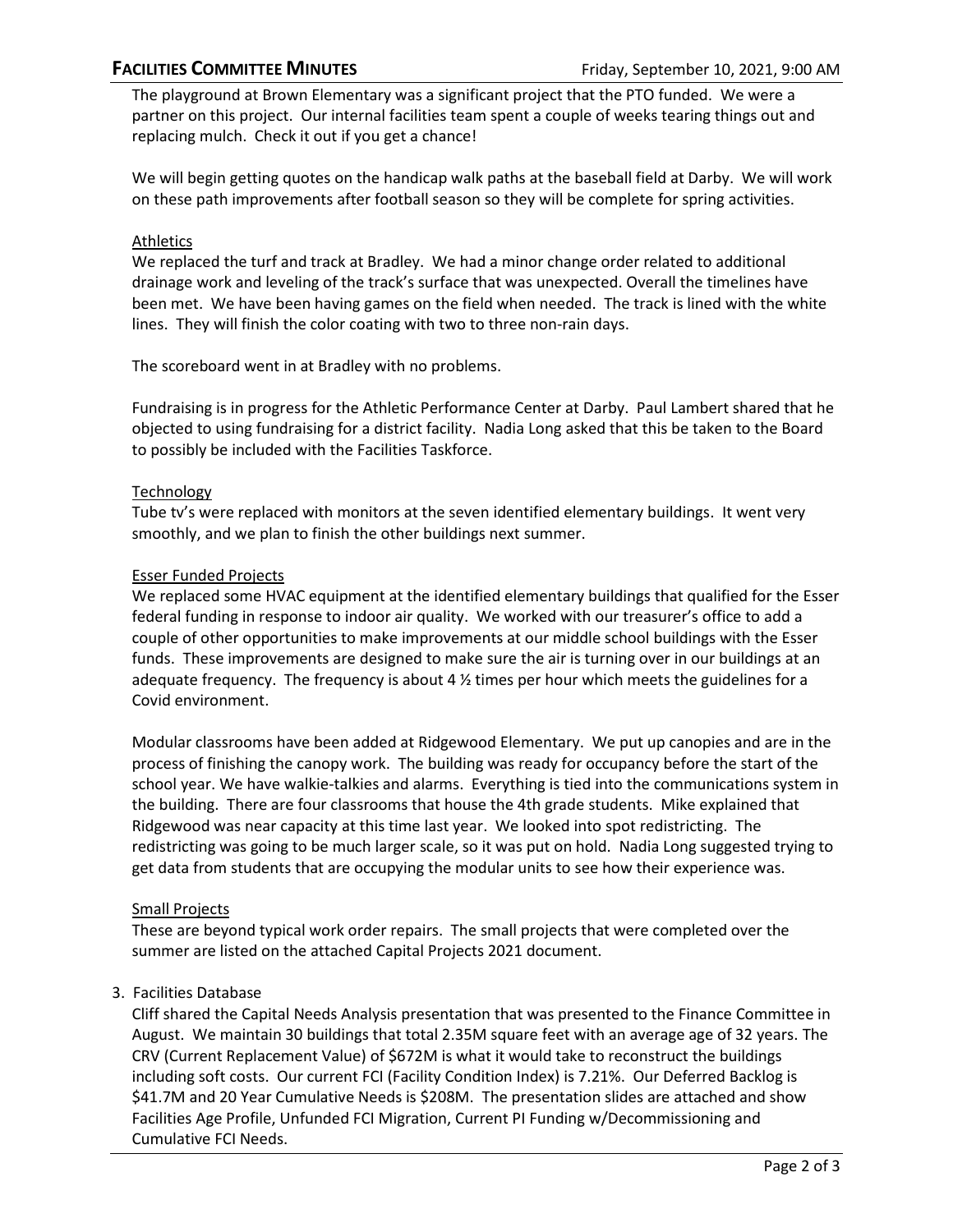The playground at Brown Elementary was a significant project that the PTO funded. We were a partner on this project. Our internal facilities team spent a couple of weeks tearing things out and replacing mulch. Check it out if you get a chance!

We will begin getting quotes on the handicap walk paths at the baseball field at Darby. We will work on these path improvements after football season so they will be complete for spring activities.

Athletics

We replaced the turf and track at Bradley. We had a minor change order related to additional drainage work and leveling of the track's surface that was unexpected. Overall the timelines have been met. We have been having games on the field when needed. The track is lined with the white lines. They will finish the color coating with two to three non-rain days.

The scoreboard went in at Bradley with no problems.

Fundraising is in progress for the Athletic Performance Center at Darby. Paul Lambert shared that he objected to using fundraising for a district facility. Nadia Long asked that this be taken to the Board to possibly be included with the Facilities Taskforce.

Technology

Tube tv's were replaced with monitors at the seven identified elementary buildings. It went very smoothly, and we plan to finish the other buildings next summer.

Esser Funded Projects

We replaced some HVAC equipment at the identified elementary buildings that qualified for the Esser federal funding in response to indoor air quality. We worked with our treasurer's office to add a couple of other opportunities to make improvements at our middle school buildings with the Esser funds. These improvements are designed to make sure the air is turning over in our buildings at an adequate frequency. The frequency is about 4 ½ times per hour which meets the guidelines for a Covid environment.

Modular classrooms have been added at Ridgewood Elementary. We put up canopies and are in the process of finishing the canopy work. The building was ready for occupancy before the start of the school year. We have walkie-talkies and alarms. Everything is tied into the communications system in the building. There are four classrooms that house the 4th grade students. Mike explained that Ridgewood was near capacity at this time last year. We looked into spot redistricting. The redistricting was going to be much larger scale, so it was put on hold. Nadia Long suggested trying to get data from students that are occupying the modular units to see how their experience was.

Small Projects

These are beyond typical work order repairs. The small projects that were completed over the summer are listed on the attached Capital Projects 2021 document.

3. Facilities Database

Cliff shared the Capital Needs Analysis presentation that was presented to the Finance Committee in August. We maintain 30 buildings that total 2.35M square feet with an average age of 32 years. The CRV (Current Replacement Value) of $672M is what it would take to reconstruct the buildings including soft costs. Our current FCI (Facility Condition Index) is 7.21%. Our Deferred Backlog is $41.7M and 20 Year Cumulative Needs is $208M. The presentation slides are attached and show Facilities Age Profile, Unfunded FCI Migration, Current PI Funding w/Decommissioning and Cumulative FCI Needs.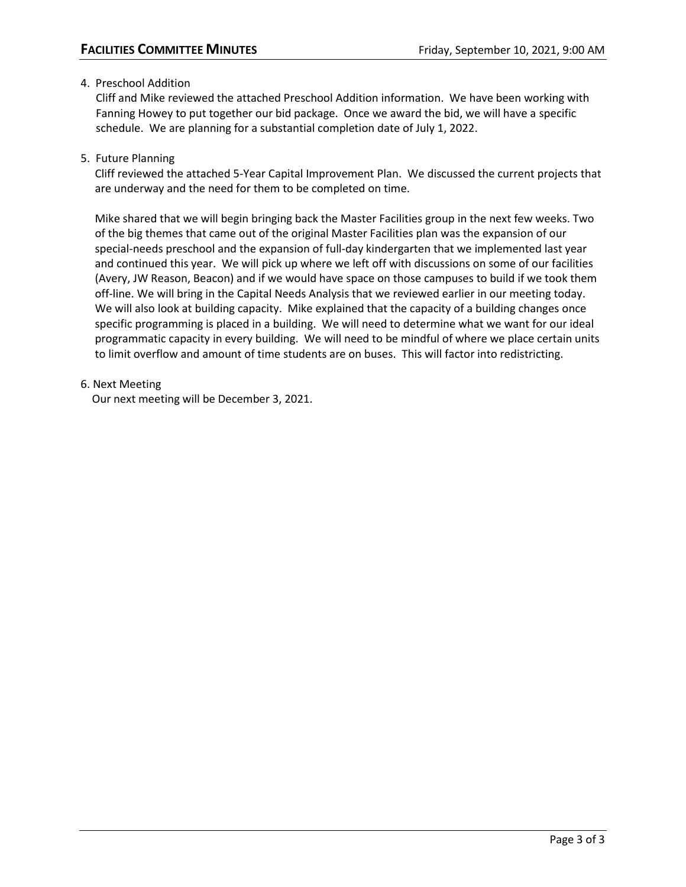4. Preschool Addition

   Cliff and Mike reviewed the attached Preschool Addition information. We have been working with Fanning Howey to put together our bid package. Once we award the bid, we will have a specific schedule. We are planning for a substantial completion date of July 1, 2022.

5. Future Planning

   Cliff reviewed the attached 5-Year Capital Improvement Plan. We discussed the current projects that are underway and the need for them to be completed on time.

   Mike shared that we will begin bringing back the Master Facilities group in the next few weeks. Two of the big themes that came out of the original Master Facilities plan was the expansion of our special-needs preschool and the expansion of full-day kindergarten that we implemented last year and continued this year. We will pick up where we left off with discussions on some of our facilities (Avery, JW Reason, Beacon) and if we would have space on those campuses to build if we took them off-line. We will bring in the Capital Needs Analysis that we reviewed earlier in our meeting today. We will also look at building capacity. Mike explained that the capacity of a building changes once specific programming is placed in a building. We will need to determine what we want for our ideal programmatic capacity in every building. We will need to be mindful of where we place certain units to limit overflow and amount of time students are on buses. This will factor into redistricting.

6. Next Meeting

   Our next meeting will be December 3, 2021.